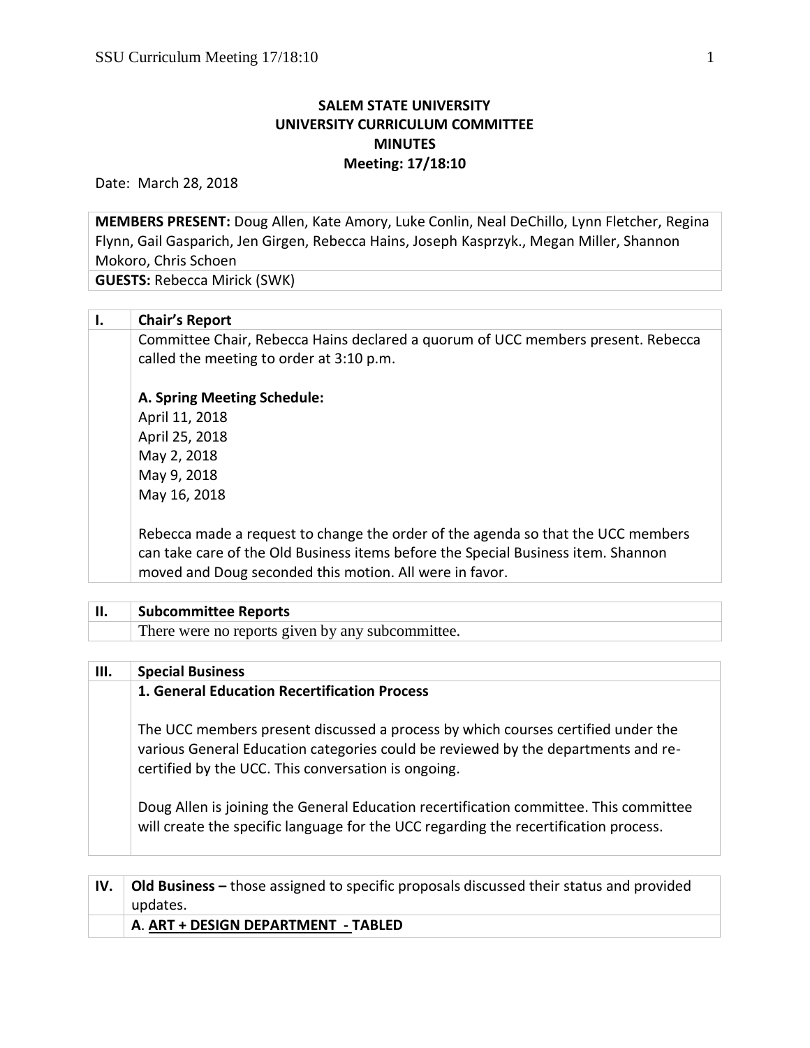# SALEM STATE UNIVERSITY
# UNIVERSITY CURRICULUM COMMITTEE
# MINUTES
## Meeting: 17/18:10

Date: March 28, 2018

**MEMBERS PRESENT:** Doug Allen, Kate Amory, Luke Conlin, Neal DeChillo, Lynn Fletcher, Regina Flynn, Gail Gasparich, Jen Girgen, Rebecca Hains, Joseph Kasprzyk., Megan Miller, Shannon Mokoro, Chris Schoen

**GUESTS:** Rebecca Mirick (SWK)

## I. Chair's Report

Committee Chair, Rebecca Hains declared a quorum of UCC members present. Rebecca called the meeting to order at 3:10 p.m.

**A. Spring Meeting Schedule:**

April 11, 2018
April 25, 2018
May 2, 2018
May 9, 2018
May 16, 2018

Rebecca made a request to change the order of the agenda so that the UCC members can take care of the Old Business items before the Special Business item. Shannon moved and Doug seconded this motion. All were in favor.

## II. Subcommittee Reports

There were no reports given by any subcommittee.

## III. Special Business

**1. General Education Recertification Process**

The UCC members present discussed a process by which courses certified under the various General Education categories could be reviewed by the departments and re-certified by the UCC. This conversation is ongoing.

Doug Allen is joining the General Education recertification committee. This committee will create the specific language for the UCC regarding the recertification process.

## IV. Old Business – those assigned to specific proposals discussed their status and provided updates.

**A. ART + DESIGN DEPARTMENT - TABLED**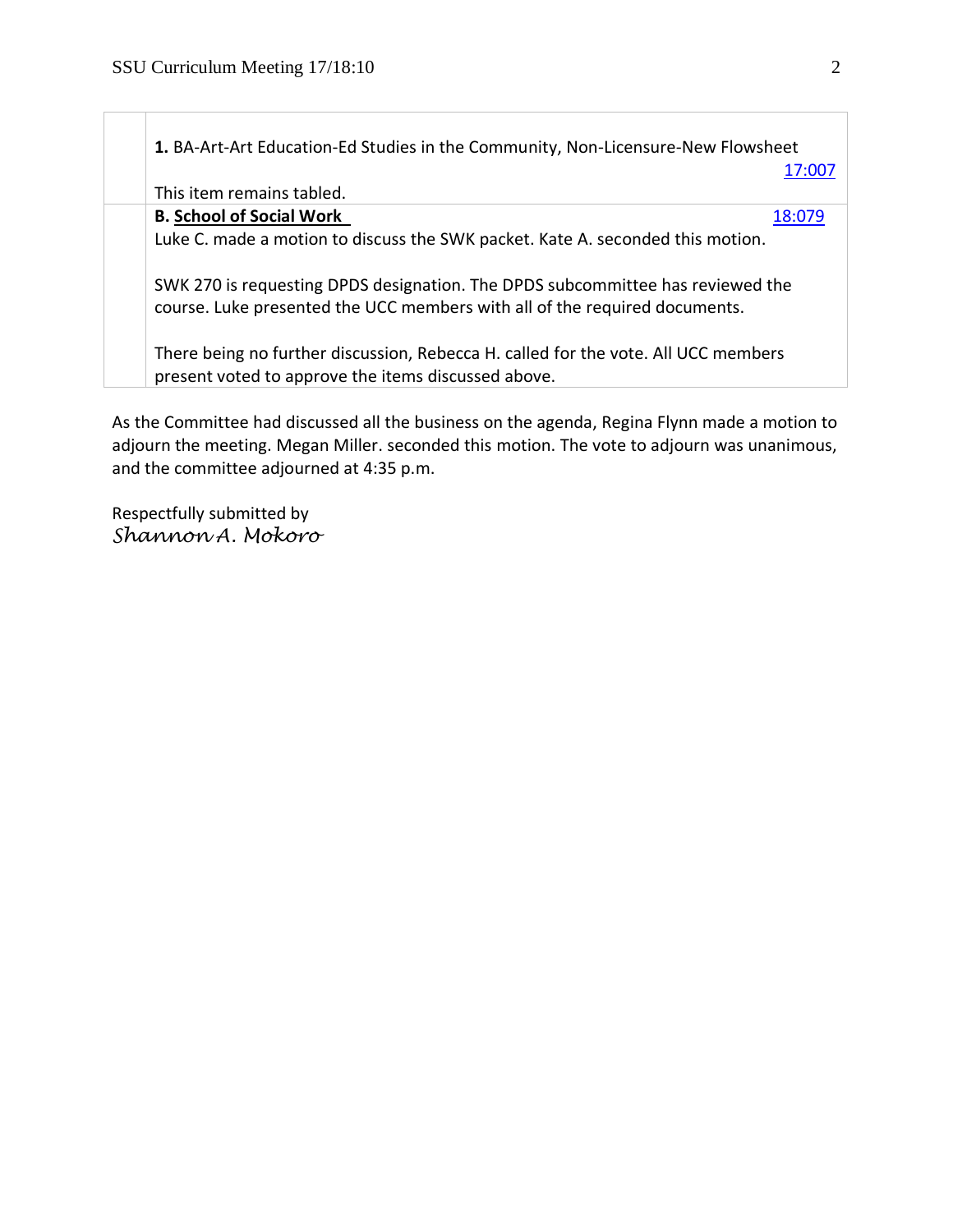**1.** BA-Art-Art Education-Ed Studies in the Community, Non-Licensure-New Flowsheet 17:007

This item remains tabled.

**B. School of Social Work** 18:079

Luke C. made a motion to discuss the SWK packet. Kate A. seconded this motion.

SWK 270 is requesting DPDS designation. The DPDS subcommittee has reviewed the course. Luke presented the UCC members with all of the required documents.

There being no further discussion, Rebecca H. called for the vote. All UCC members present voted to approve the items discussed above.

As the Committee had discussed all the business on the agenda, Regina Flynn made a motion to adjourn the meeting. Megan Miller. seconded this motion. The vote to adjourn was unanimous, and the committee adjourned at 4:35 p.m.

Respectfully submitted by
*Shannon A. Mokoro*